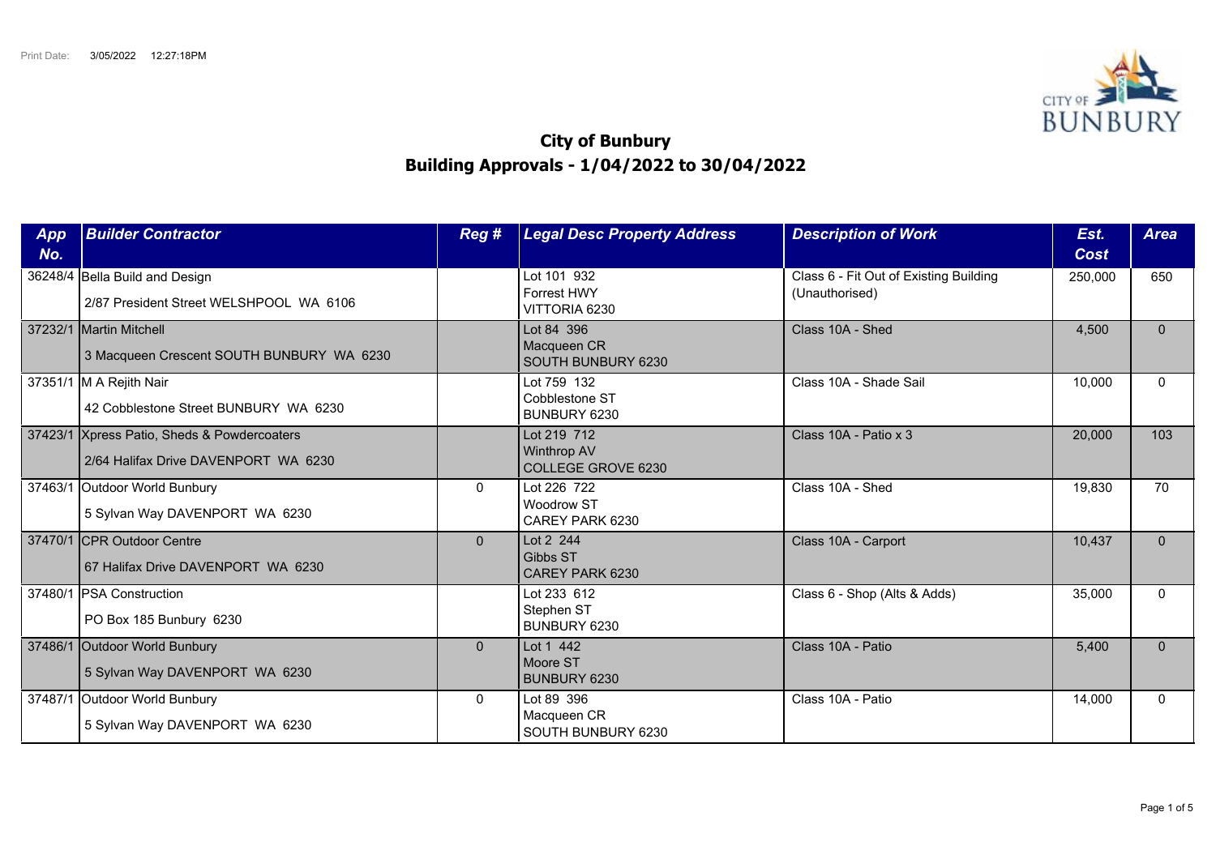Print Date: 3/05/2022 12:27:18PM

# City of Bunbury
## Building Approvals - 1/04/2022 to 30/04/2022

| App No. | Builder Contractor | Reg # | Legal Desc Property Address | Description of Work | Est. Cost | Area |
|---|---|---|---|---|---|---|
| 36248/4 | Bella Build and Design<br>2/87 President Street WELSHPOOL WA 6106 | | Lot 101 932<br>Forrest HWY<br>VITTORIA 6230 | Class 6 - Fit Out of Existing Building (Unauthorised) | 250,000 | 650 |
| 37232/1 | Martin Mitchell<br>3 Macqueen Crescent SOUTH BUNBURY WA 6230 | | Lot 84 396<br>Macqueen CR<br>SOUTH BUNBURY 6230 | Class 10A - Shed | 4,500 | 0 |
| 37351/1 | M A Rejith Nair<br>42 Cobblestone Street BUNBURY WA 6230 | | Lot 759 132<br>Cobblestone ST<br>BUNBURY 6230 | Class 10A - Shade Sail | 10,000 | 0 |
| 37423/1 | Xpress Patio, Sheds & Powdercoaters<br>2/64 Halifax Drive DAVENPORT WA 6230 | | Lot 219 712<br>Winthrop AV<br>COLLEGE GROVE 6230 | Class 10A - Patio x 3 | 20,000 | 103 |
| 37463/1 | Outdoor World Bunbury<br>5 Sylvan Way DAVENPORT WA 6230 | 0 | Lot 226 722<br>Woodrow ST<br>CAREY PARK 6230 | Class 10A - Shed | 19,830 | 70 |
| 37470/1 | CPR Outdoor Centre<br>67 Halifax Drive DAVENPORT WA 6230 | 0 | Lot 2 244<br>Gibbs ST<br>CAREY PARK 6230 | Class 10A - Carport | 10,437 | 0 |
| 37480/1 | PSA Construction<br>PO Box 185 Bunbury 6230 | | Lot 233 612<br>Stephen ST<br>BUNBURY 6230 | Class 6 - Shop (Alts & Adds) | 35,000 | 0 |
| 37486/1 | Outdoor World Bunbury<br>5 Sylvan Way DAVENPORT WA 6230 | 0 | Lot 1 442<br>Moore ST<br>BUNBURY 6230 | Class 10A - Patio | 5,400 | 0 |
| 37487/1 | Outdoor World Bunbury<br>5 Sylvan Way DAVENPORT WA 6230 | 0 | Lot 89 396<br>Macqueen CR<br>SOUTH BUNBURY 6230 | Class 10A - Patio | 14,000 | 0 |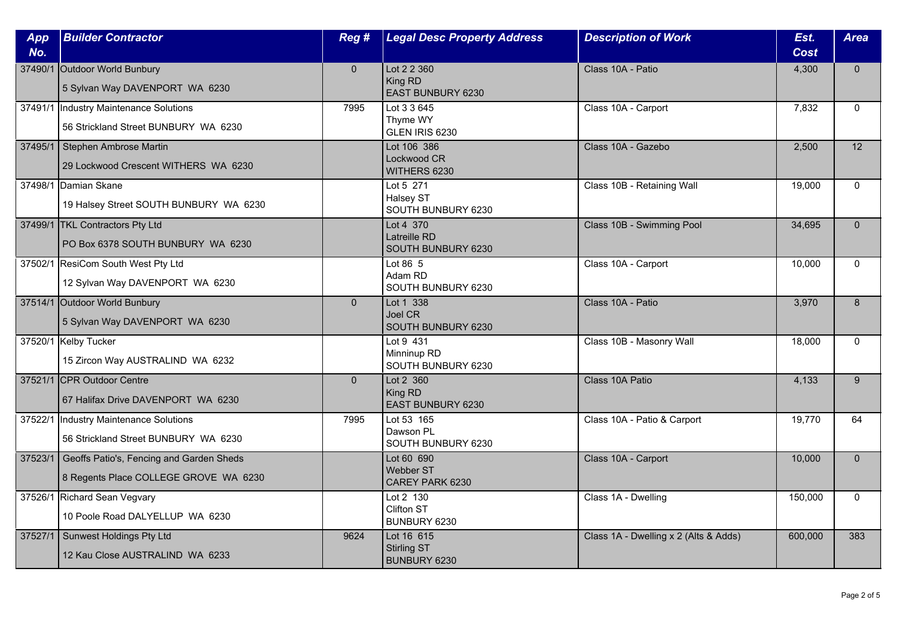| App No. | Builder Contractor | Reg # | Legal Desc Property Address | Description of Work | Est. Cost | Area |
|---|---|---|---|---|---|---|
| 37490/1 | Outdoor World Bunbury<br>5 Sylvan Way DAVENPORT WA 6230 | 0 | Lot 2 2 360<br>King RD<br>EAST BUNBURY 6230 | Class 10A - Patio | 4,300 | 0 |
| 37491/1 | Industry Maintenance Solutions<br>56 Strickland Street BUNBURY WA 6230 | 7995 | Lot 3 3 645<br>Thyme WY<br>GLEN IRIS 6230 | Class 10A - Carport | 7,832 | 0 |
| 37495/1 | Stephen Ambrose Martin<br>29 Lockwood Crescent WITHERS WA 6230 | | Lot 106 386<br>Lockwood CR<br>WITHERS 6230 | Class 10A - Gazebo | 2,500 | 12 |
| 37498/1 | Damian Skane<br>19 Halsey Street SOUTH BUNBURY WA 6230 | | Lot 5 271<br>Halsey ST<br>SOUTH BUNBURY 6230 | Class 10B - Retaining Wall | 19,000 | 0 |
| 37499/1 | TKL Contractors Pty Ltd<br>PO Box 6378 SOUTH BUNBURY WA 6230 | | Lot 4 370<br>Latreille RD<br>SOUTH BUNBURY 6230 | Class 10B - Swimming Pool | 34,695 | 0 |
| 37502/1 | ResiCom South West Pty Ltd<br>12 Sylvan Way DAVENPORT WA 6230 | | Lot 86 5<br>Adam RD<br>SOUTH BUNBURY 6230 | Class 10A - Carport | 10,000 | 0 |
| 37514/1 | Outdoor World Bunbury<br>5 Sylvan Way DAVENPORT WA 6230 | 0 | Lot 1 338<br>Joel CR<br>SOUTH BUNBURY 6230 | Class 10A - Patio | 3,970 | 8 |
| 37520/1 | Kelby Tucker<br>15 Zircon Way AUSTRALIND WA 6232 | | Lot 9 431<br>Minninup RD<br>SOUTH BUNBURY 6230 | Class 10B - Masonry Wall | 18,000 | 0 |
| 37521/1 | CPR Outdoor Centre<br>67 Halifax Drive DAVENPORT WA 6230 | 0 | Lot 2 360<br>King RD<br>EAST BUNBURY 6230 | Class 10A Patio | 4,133 | 9 |
| 37522/1 | Industry Maintenance Solutions<br>56 Strickland Street BUNBURY WA 6230 | 7995 | Lot 53 165<br>Dawson PL<br>SOUTH BUNBURY 6230 | Class 10A - Patio & Carport | 19,770 | 64 |
| 37523/1 | Geoffs Patio's, Fencing and Garden Sheds<br>8 Regents Place COLLEGE GROVE WA 6230 | | Lot 60 690<br>Webber ST<br>CAREY PARK 6230 | Class 10A - Carport | 10,000 | 0 |
| 37526/1 | Richard Sean Vegvary<br>10 Poole Road DALYELLUP WA 6230 | | Lot 2 130<br>Clifton ST<br>BUNBURY 6230 | Class 1A - Dwelling | 150,000 | 0 |
| 37527/1 | Sunwest Holdings Pty Ltd<br>12 Kau Close AUSTRALIND WA 6233 | 9624 | Lot 16 615<br>Stirling ST<br>BUNBURY 6230 | Class 1A - Dwelling x 2 (Alts & Adds) | 600,000 | 383 |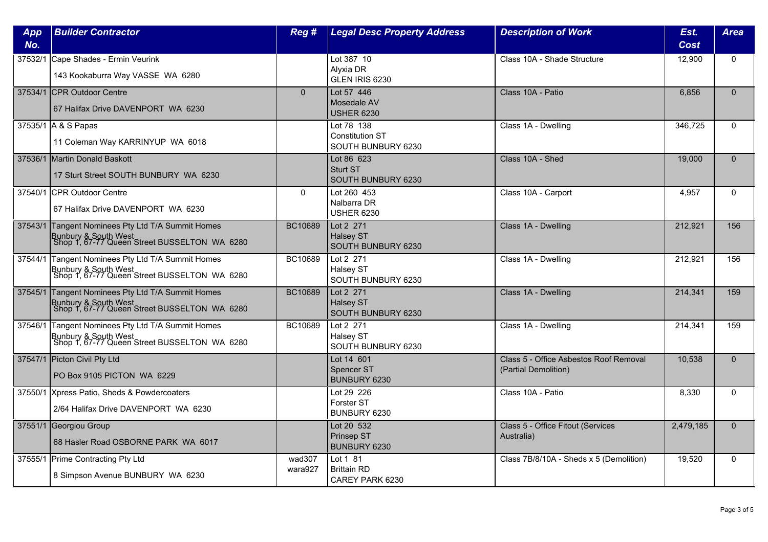| App No. | Builder Contractor | Reg # | Legal Desc Property Address | Description of Work | Est. Cost | Area |
|---|---|---|---|---|---|---|
| 37532/1 | Cape Shades - Ermin Veurink<br>143 Kookaburra Way VASSE WA 6280 | | Lot 387 10<br>Alyxia DR<br>GLEN IRIS 6230 | Class 10A - Shade Structure | 12,900 | 0 |
| 37534/1 | CPR Outdoor Centre<br>67 Halifax Drive DAVENPORT WA 6230 | 0 | Lot 57 446<br>Mosedale AV<br>USHER 6230 | Class 10A - Patio | 6,856 | 0 |
| 37535/1 | A & S Papas<br>11 Coleman Way KARRINYUP WA 6018 | | Lot 78 138<br>Constitution ST<br>SOUTH BUNBURY 6230 | Class 1A - Dwelling | 346,725 | 0 |
| 37536/1 | Martin Donald Baskott<br>17 Sturt Street SOUTH BUNBURY WA 6230 | | Lot 86 623<br>Sturt ST<br>SOUTH BUNBURY 6230 | Class 10A - Shed | 19,000 | 0 |
| 37540/1 | CPR Outdoor Centre<br>67 Halifax Drive DAVENPORT WA 6230 | 0 | Lot 260 453<br>Nalbarra DR<br>USHER 6230 | Class 10A - Carport | 4,957 | 0 |
| 37543/1 | Tangent Nominees Pty Ltd T/A Summit Homes Bunbury & South West<br>Shop 1, 67-77 Queen Street BUSSELTON WA 6280 | BC10689 | Lot 2 271<br>Halsey ST<br>SOUTH BUNBURY 6230 | Class 1A - Dwelling | 212,921 | 156 |
| 37544/1 | Tangent Nominees Pty Ltd T/A Summit Homes Bunbury & South West<br>Shop 1, 67-77 Queen Street BUSSELTON WA 6280 | BC10689 | Lot 2 271<br>Halsey ST<br>SOUTH BUNBURY 6230 | Class 1A - Dwelling | 212,921 | 156 |
| 37545/1 | Tangent Nominees Pty Ltd T/A Summit Homes Bunbury & South West<br>Shop 1, 67-77 Queen Street BUSSELTON WA 6280 | BC10689 | Lot 2 271<br>Halsey ST<br>SOUTH BUNBURY 6230 | Class 1A - Dwelling | 214,341 | 159 |
| 37546/1 | Tangent Nominees Pty Ltd T/A Summit Homes Bunbury & South West<br>Shop 1, 67-77 Queen Street BUSSELTON WA 6280 | BC10689 | Lot 2 271<br>Halsey ST<br>SOUTH BUNBURY 6230 | Class 1A - Dwelling | 214,341 | 159 |
| 37547/1 | Picton Civil Pty Ltd<br>PO Box 9105 PICTON WA 6229 | | Lot 14 601<br>Spencer ST<br>BUNBURY 6230 | Class 5 - Office Asbestos Roof Removal (Partial Demolition) | 10,538 | 0 |
| 37550/1 | Xpress Patio, Sheds & Powdercoaters<br>2/64 Halifax Drive DAVENPORT WA 6230 | | Lot 29 226<br>Forster ST<br>BUNBURY 6230 | Class 10A - Patio | 8,330 | 0 |
| 37551/1 | Georgiou Group<br>68 Hasler Road OSBORNE PARK WA 6017 | | Lot 20 532<br>Prinsep ST<br>BUNBURY 6230 | Class 5 - Office Fitout (Services Australia) | 2,479,185 | 0 |
| 37555/1 | Prime Contracting Pty Ltd<br>8 Simpson Avenue BUNBURY WA 6230 | wad307<br>wara927 | Lot 1 81<br>Brittain RD<br>CAREY PARK 6230 | Class 7B/8/10A - Sheds x 5 (Demolition) | 19,520 | 0 |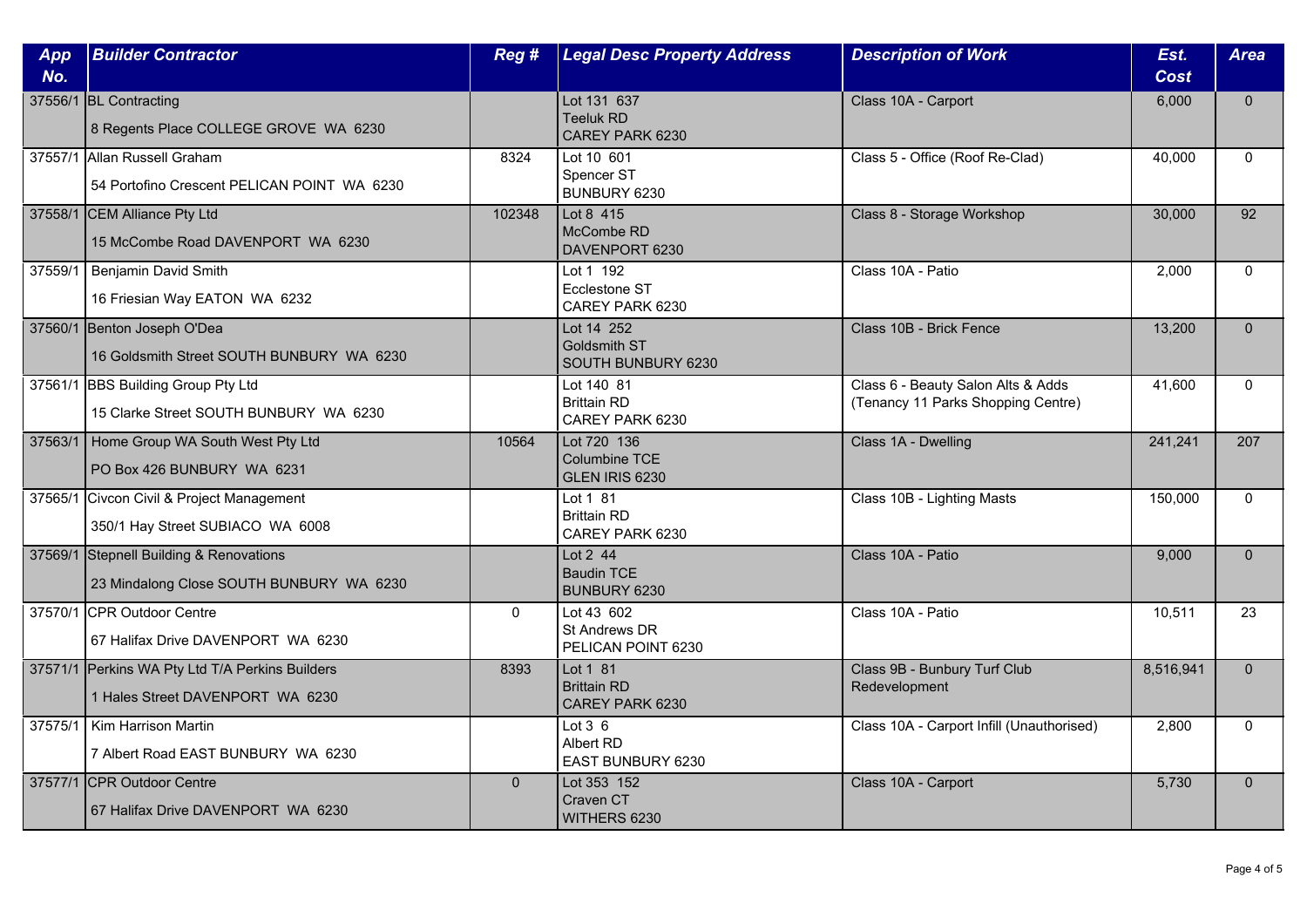| App No. | Builder Contractor | Reg # | Legal Desc Property Address | Description of Work | Est. Cost | Area |
|---|---|---|---|---|---|---|
| 37556/1 | BL Contracting<br>8 Regents Place COLLEGE GROVE WA 6230 | | Lot 131 637<br>Teeluk RD<br>CAREY PARK 6230 | Class 10A - Carport | 6,000 | 0 |
| 37557/1 | Allan Russell Graham<br>54 Portofino Crescent PELICAN POINT WA 6230 | 8324 | Lot 10 601<br>Spencer ST<br>BUNBURY 6230 | Class 5 - Office (Roof Re-Clad) | 40,000 | 0 |
| 37558/1 | CEM Alliance Pty Ltd<br>15 McCombe Road DAVENPORT WA 6230 | 102348 | Lot 8 415<br>McCombe RD<br>DAVENPORT 6230 | Class 8 - Storage Workshop | 30,000 | 92 |
| 37559/1 | Benjamin David Smith<br>16 Friesian Way EATON WA 6232 | | Lot 1 192<br>Ecclestone ST<br>CAREY PARK 6230 | Class 10A - Patio | 2,000 | 0 |
| 37560/1 | Benton Joseph O'Dea<br>16 Goldsmith Street SOUTH BUNBURY WA 6230 | | Lot 14 252<br>Goldsmith ST<br>SOUTH BUNBURY 6230 | Class 10B - Brick Fence | 13,200 | 0 |
| 37561/1 | BBS Building Group Pty Ltd<br>15 Clarke Street SOUTH BUNBURY WA 6230 | | Lot 140 81<br>Brittain RD<br>CAREY PARK 6230 | Class 6 - Beauty Salon Alts & Adds (Tenancy 11 Parks Shopping Centre) | 41,600 | 0 |
| 37563/1 | Home Group WA South West Pty Ltd<br>PO Box 426 BUNBURY WA 6231 | 10564 | Lot 720 136<br>Columbine TCE<br>GLEN IRIS 6230 | Class 1A - Dwelling | 241,241 | 207 |
| 37565/1 | Civcon Civil & Project Management<br>350/1 Hay Street SUBIACO WA 6008 | | Lot 1 81<br>Brittain RD<br>CAREY PARK 6230 | Class 10B - Lighting Masts | 150,000 | 0 |
| 37569/1 | Stepnell Building & Renovations<br>23 Mindalong Close SOUTH BUNBURY WA 6230 | | Lot 2 44<br>Baudin TCE<br>BUNBURY 6230 | Class 10A - Patio | 9,000 | 0 |
| 37570/1 | CPR Outdoor Centre<br>67 Halifax Drive DAVENPORT WA 6230 | 0 | Lot 43 602<br>St Andrews DR<br>PELICAN POINT 6230 | Class 10A - Patio | 10,511 | 23 |
| 37571/1 | Perkins WA Pty Ltd T/A Perkins Builders<br>1 Hales Street DAVENPORT WA 6230 | 8393 | Lot 1 81<br>Brittain RD<br>CAREY PARK 6230 | Class 9B - Bunbury Turf Club Redevelopment | 8,516,941 | 0 |
| 37575/1 | Kim Harrison Martin<br>7 Albert Road EAST BUNBURY WA 6230 | | Lot 3 6<br>Albert RD<br>EAST BUNBURY 6230 | Class 10A - Carport Infill (Unauthorised) | 2,800 | 0 |
| 37577/1 | CPR Outdoor Centre<br>67 Halifax Drive DAVENPORT WA 6230 | 0 | Lot 353 152<br>Craven CT<br>WITHERS 6230 | Class 10A - Carport | 5,730 | 0 |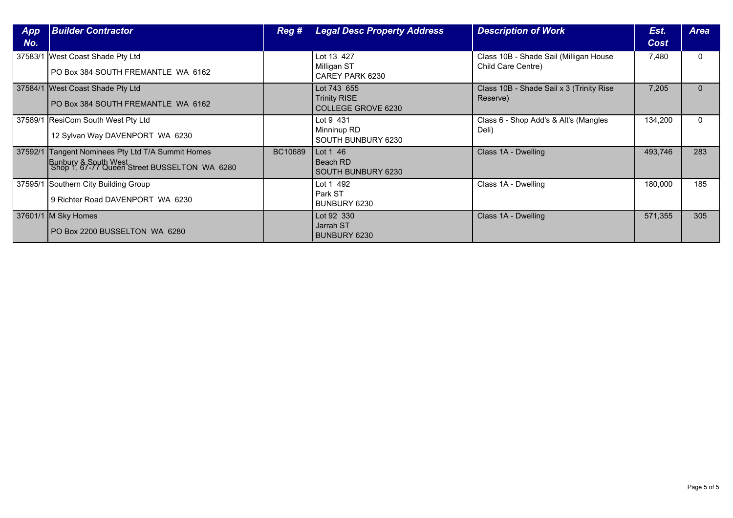| App No. | Builder Contractor | Reg # | Legal Desc Property Address | Description of Work | Est. Cost | Area |
|---|---|---|---|---|---|---|
| 37583/1 | West Coast Shade Pty Ltd<br>PO Box 384 SOUTH FREMANTLE WA 6162 | | Lot 13 427<br>Milligan ST<br>CAREY PARK 6230 | Class 10B - Shade Sail (Milligan House Child Care Centre) | 7,480 | 0 |
| 37584/1 | West Coast Shade Pty Ltd<br>PO Box 384 SOUTH FREMANTLE WA 6162 | | Lot 743 655<br>Trinity RISE<br>COLLEGE GROVE 6230 | Class 10B - Shade Sail x 3 (Trinity Rise Reserve) | 7,205 | 0 |
| 37589/1 | ResiCom South West Pty Ltd<br>12 Sylvan Way DAVENPORT WA 6230 | | Lot 9 431<br>Minninup RD<br>SOUTH BUNBURY 6230 | Class 6 - Shop Add's & Alt's (Mangles Deli) | 134,200 | 0 |
| 37592/1 | Tangent Nominees Pty Ltd T/A Summit Homes Bunbury & South West<br>Shop 1, 67-77 Queen Street BUSSELTON WA 6280 | BC10689 | Lot 1 46<br>Beach RD<br>SOUTH BUNBURY 6230 | Class 1A - Dwelling | 493,746 | 283 |
| 37595/1 | Southern City Building Group<br>9 Richter Road DAVENPORT WA 6230 | | Lot 1 492<br>Park ST<br>BUNBURY 6230 | Class 1A - Dwelling | 180,000 | 185 |
| 37601/1 | M Sky Homes<br>PO Box 2200 BUSSELTON WA 6280 | | Lot 92 330<br>Jarrah ST<br>BUNBURY 6230 | Class 1A - Dwelling | 571,355 | 305 |